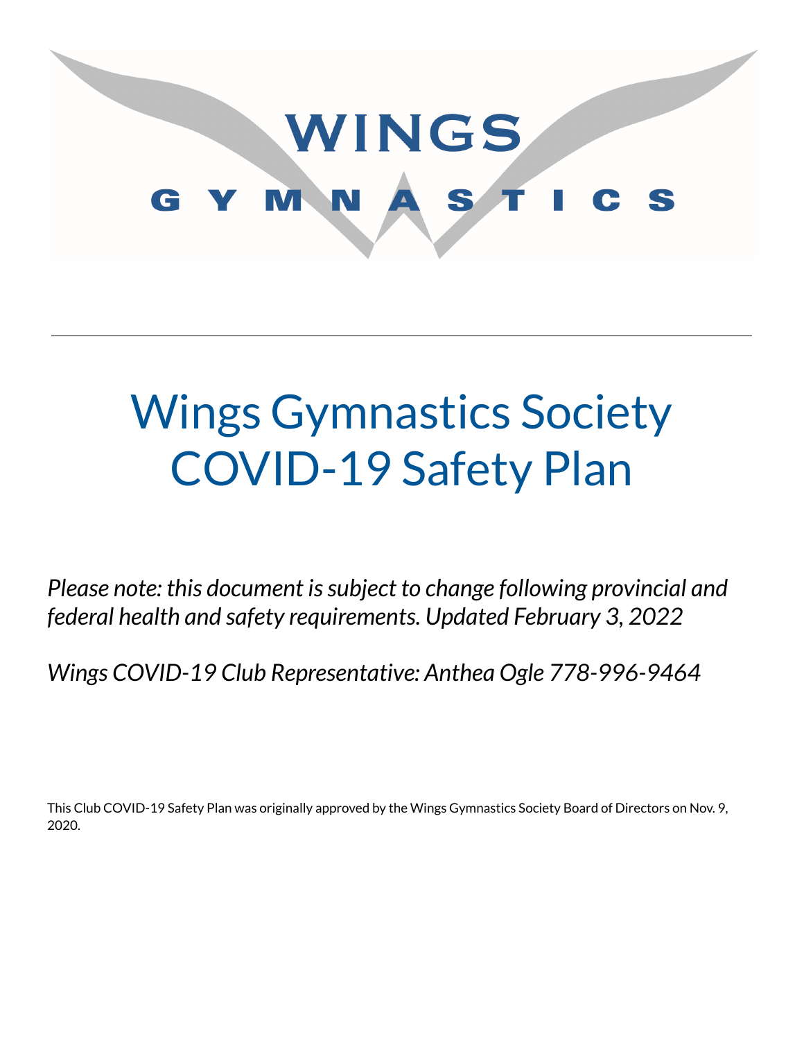WINGS GYMNASTICS

# Wings Gymnastics Society COVID-19 Safety Plan

*Please note: this document is subject to change following provincial and federal health and safety requirements. Updated February 3, 2022*

*Wings COVID-19 Club Representative: Anthea Ogle 778-996-9464*

This Club COVID-19 Safety Plan was originally approved by the Wings Gymnastics Society Board of Directors on Nov. 9, 2020.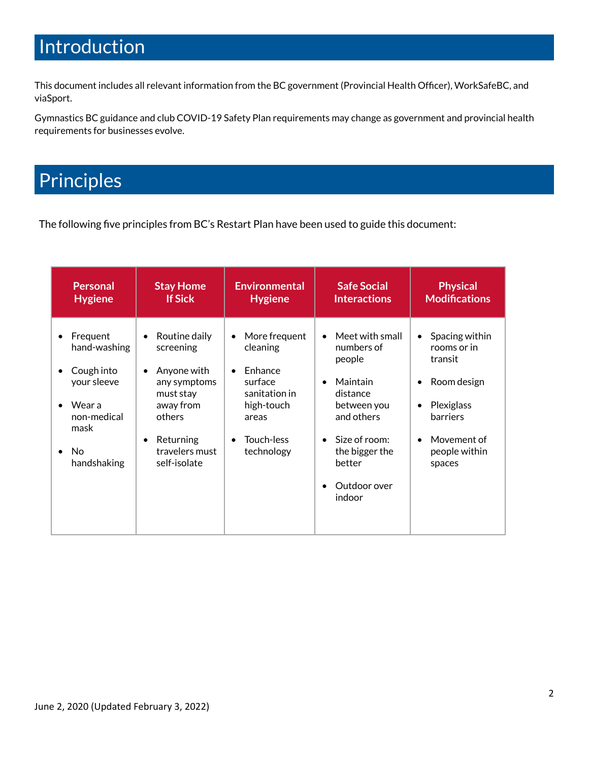# Introduction

This document includes all relevant information from the BC government (Provincial Health Officer), WorkSafeBC, and viaSport.

Gymnastics BC guidance and club COVID-19 Safety Plan requirements may change as government and provincial health requirements for businesses evolve.

# Principles

The following five principles from BC's Restart Plan have been used to guide this document:

| Personal Hygiene | Stay Home If Sick | Environmental Hygiene | Safe Social Interactions | Physical Modifications |
|---|---|---|---|---|
| • Frequent hand-washing<br>• Cough into your sleeve<br>• Wear a non-medical mask<br>• No handshaking | • Routine daily screening<br>• Anyone with any symptoms must stay away from others<br>• Returning travelers must self-isolate | • More frequent cleaning<br>• Enhance surface sanitation in high-touch areas<br>• Touch-less technology | • Meet with small numbers of people<br>• Maintain distance between you and others<br>• Size of room: the bigger the better<br>• Outdoor over indoor | • Spacing within rooms or in transit<br>• Room design<br>• Plexiglass barriers<br>• Movement of people within spaces |

June 2, 2020 (Updated February 3, 2022)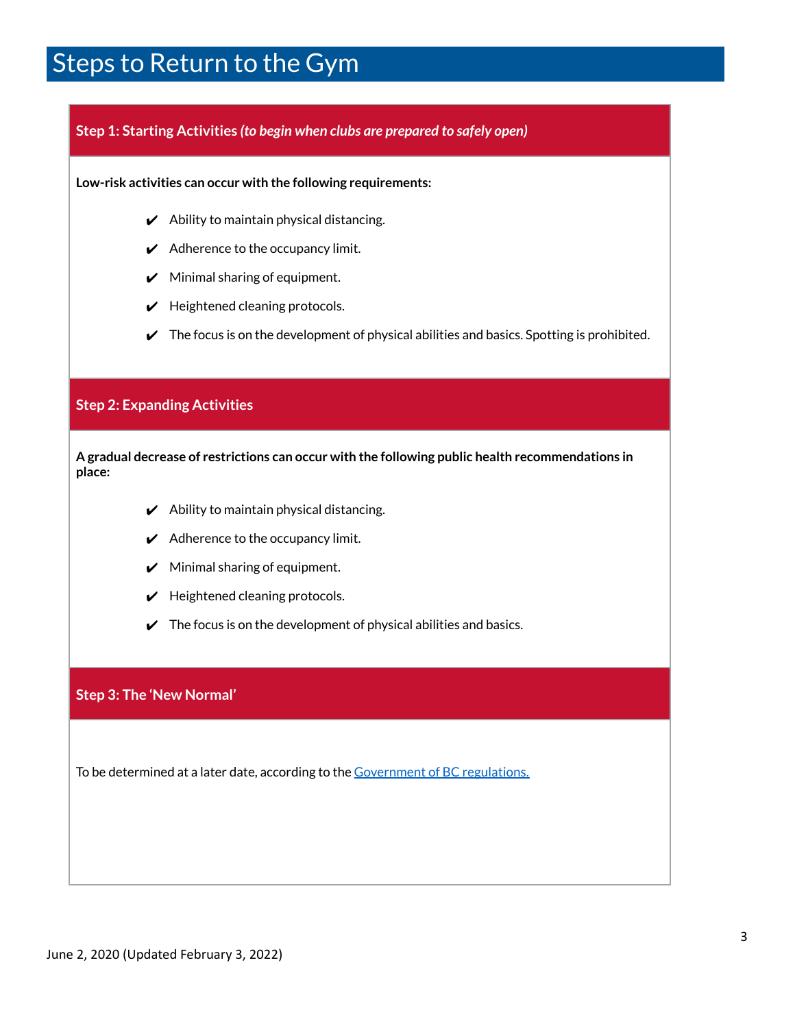# Steps to Return to the Gym

## Step 1: Starting Activities *(to begin when clubs are prepared to safely open)*

**Low-risk activities can occur with the following requirements:**

- ✔ Ability to maintain physical distancing.
- ✔ Adherence to the occupancy limit.
- ✔ Minimal sharing of equipment.
- ✔ Heightened cleaning protocols.
- ✔ The focus is on the development of physical abilities and basics. Spotting is prohibited.

## Step 2: Expanding Activities

**A gradual decrease of restrictions can occur with the following public health recommendations in place:**

- ✔ Ability to maintain physical distancing.
- ✔ Adherence to the occupancy limit.
- ✔ Minimal sharing of equipment.
- ✔ Heightened cleaning protocols.
- ✔ The focus is on the development of physical abilities and basics.

## Step 3: The 'New Normal'

To be determined at a later date, according to the [Government of BC regulations.]()

June 2, 2020 (Updated February 3, 2022)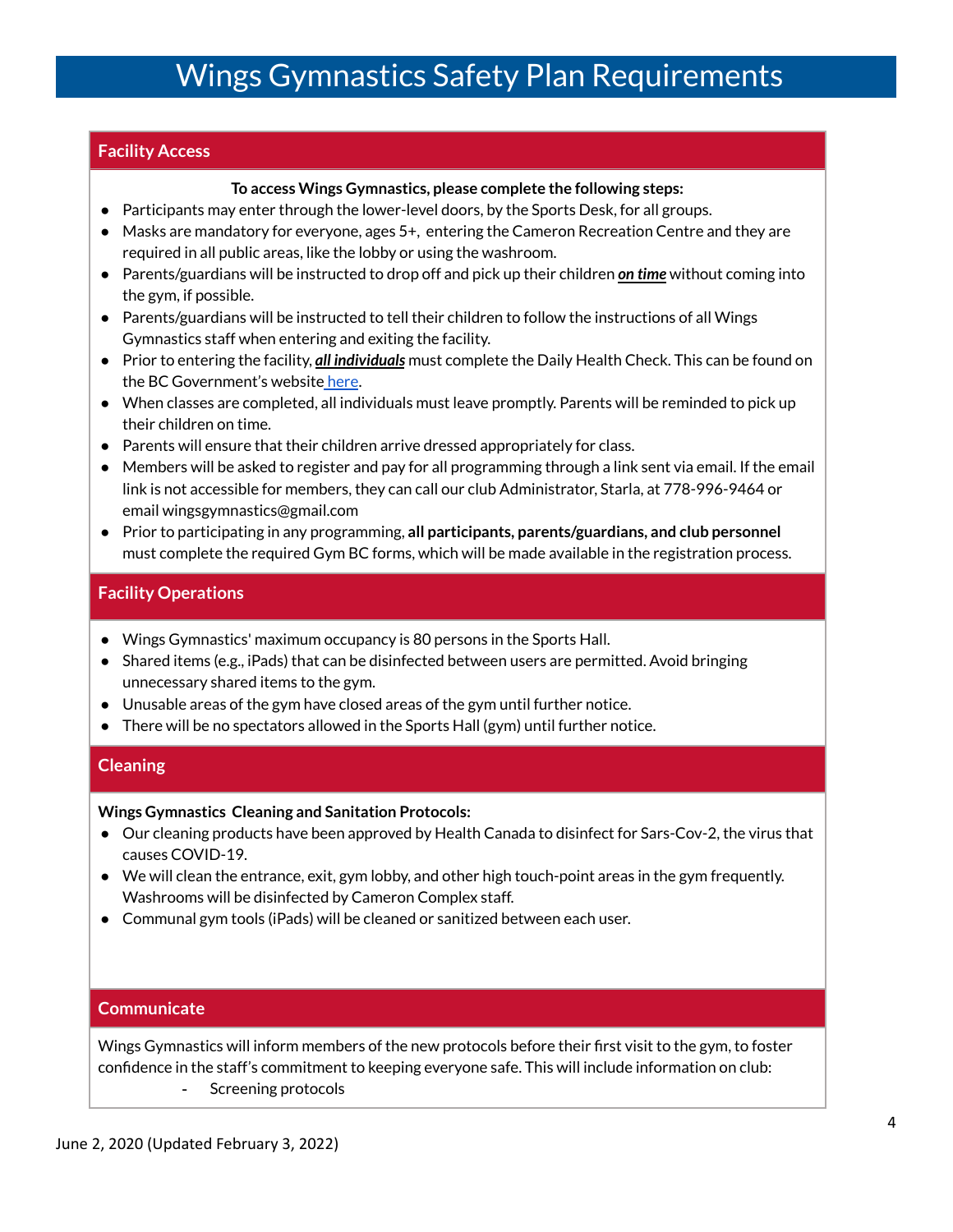# Wings Gymnastics Safety Plan Requirements

## Facility Access

**To access Wings Gymnastics, please complete the following steps:**

- Participants may enter through the lower-level doors, by the Sports Desk, for all groups.
- Masks are mandatory for everyone, ages 5+, entering the Cameron Recreation Centre and they are required in all public areas, like the lobby or using the washroom.
- Parents/guardians will be instructed to drop off and pick up their children ***on time*** without coming into the gym, if possible.
- Parents/guardians will be instructed to tell their children to follow the instructions of all Wings Gymnastics staff when entering and exiting the facility.
- Prior to entering the facility, ***all individuals*** must complete the Daily Health Check. This can be found on the BC Government's website here.
- When classes are completed, all individuals must leave promptly. Parents will be reminded to pick up their children on time.
- Parents will ensure that their children arrive dressed appropriately for class.
- Members will be asked to register and pay for all programming through a link sent via email. If the email link is not accessible for members, they can call our club Administrator, Starla, at 778-996-9464 or email wingsgymnastics@gmail.com
- Prior to participating in any programming, **all participants, parents/guardians, and club personnel** must complete the required Gym BC forms, which will be made available in the registration process.

## Facility Operations

- Wings Gymnastics' maximum occupancy is 80 persons in the Sports Hall.
- Shared items (e.g., iPads) that can be disinfected between users are permitted. Avoid bringing unnecessary shared items to the gym.
- Unusable areas of the gym have closed areas of the gym until further notice.
- There will be no spectators allowed in the Sports Hall (gym) until further notice.

## Cleaning

**Wings Gymnastics Cleaning and Sanitation Protocols:**

- Our cleaning products have been approved by Health Canada to disinfect for Sars-Cov-2, the virus that causes COVID-19.
- We will clean the entrance, exit, gym lobby, and other high touch-point areas in the gym frequently. Washrooms will be disinfected by Cameron Complex staff.
- Communal gym tools (iPads) will be cleaned or sanitized between each user.

## Communicate

Wings Gymnastics will inform members of the new protocols before their first visit to the gym, to foster confidence in the staff's commitment to keeping everyone safe. This will include information on club:

- Screening protocols

June 2, 2020 (Updated February 3, 2022)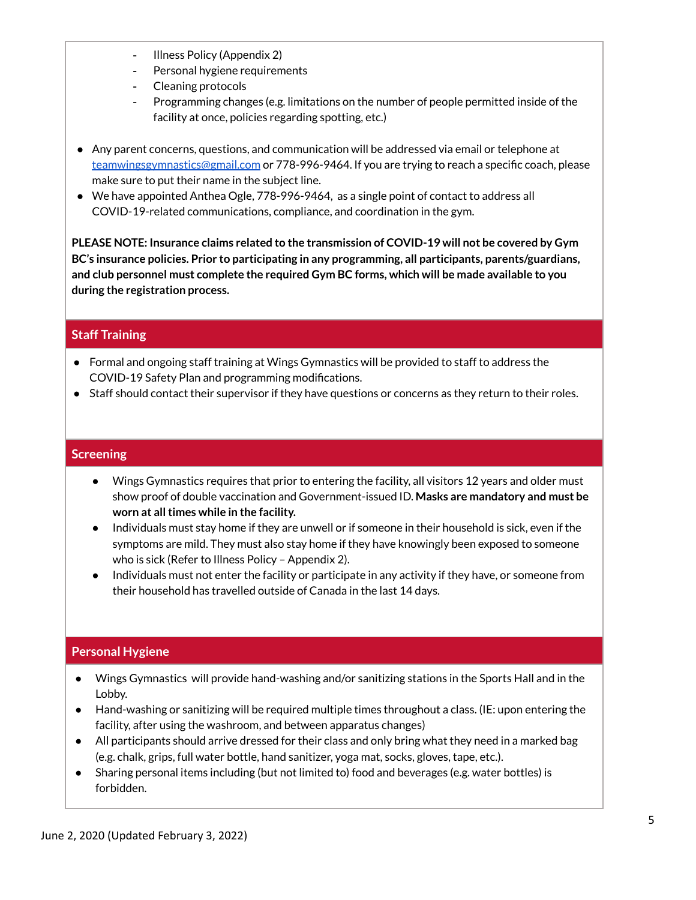- Illness Policy (Appendix 2)
- Personal hygiene requirements
- Cleaning protocols
- Programming changes (e.g. limitations on the number of people permitted inside of the facility at once, policies regarding spotting, etc.)

- Any parent concerns, questions, and communication will be addressed via email or telephone at teamwingsgymnastics@gmail.com or 778-996-9464. If you are trying to reach a specific coach, please make sure to put their name in the subject line.
- We have appointed Anthea Ogle, 778-996-9464, as a single point of contact to address all COVID-19-related communications, compliance, and coordination in the gym.

**PLEASE NOTE: Insurance claims related to the transmission of COVID-19 will not be covered by Gym BC's insurance policies. Prior to participating in any programming, all participants, parents/guardians, and club personnel must complete the required Gym BC forms, which will be made available to you during the registration process.**

## Staff Training

- Formal and ongoing staff training at Wings Gymnastics will be provided to staff to address the COVID-19 Safety Plan and programming modifications.
- Staff should contact their supervisor if they have questions or concerns as they return to their roles.

## Screening

- Wings Gymnastics requires that prior to entering the facility, all visitors 12 years and older must show proof of double vaccination and Government-issued ID. **Masks are mandatory and must be worn at all times while in the facility.**
- Individuals must stay home if they are unwell or if someone in their household is sick, even if the symptoms are mild. They must also stay home if they have knowingly been exposed to someone who is sick (Refer to Illness Policy – Appendix 2).
- Individuals must not enter the facility or participate in any activity if they have, or someone from their household has travelled outside of Canada in the last 14 days.

## Personal Hygiene

- Wings Gymnastics will provide hand-washing and/or sanitizing stations in the Sports Hall and in the Lobby.
- Hand-washing or sanitizing will be required multiple times throughout a class. (IE: upon entering the facility, after using the washroom, and between apparatus changes)
- All participants should arrive dressed for their class and only bring what they need in a marked bag (e.g. chalk, grips, full water bottle, hand sanitizer, yoga mat, socks, gloves, tape, etc.).
- Sharing personal items including (but not limited to) food and beverages (e.g. water bottles) is forbidden.

June 2, 2020 (Updated February 3, 2022)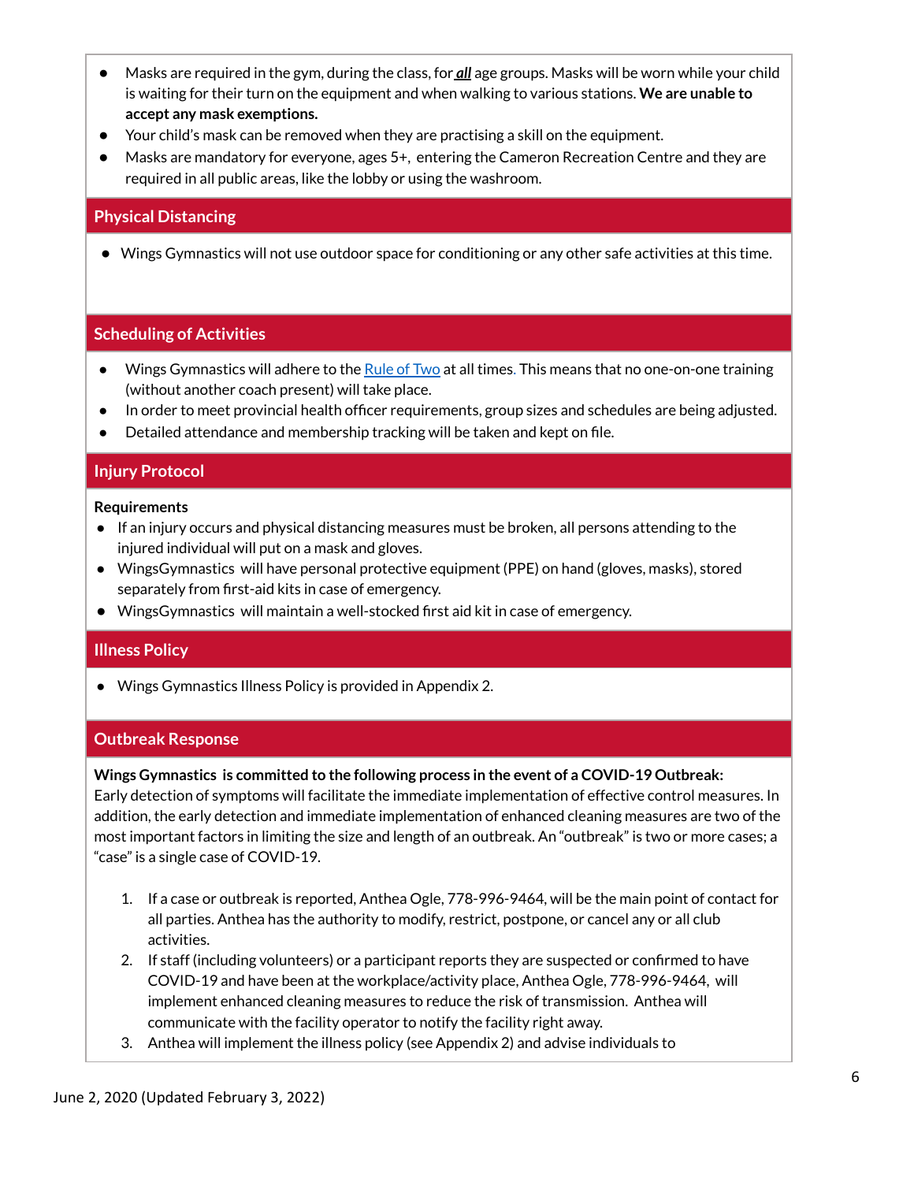- Masks are required in the gym, during the class, for ***all*** age groups. Masks will be worn while your child is waiting for their turn on the equipment and when walking to various stations. **We are unable to accept any mask exemptions.**
- Your child's mask can be removed when they are practising a skill on the equipment.
- Masks are mandatory for everyone, ages 5+, entering the Cameron Recreation Centre and they are required in all public areas, like the lobby or using the washroom.

## Physical Distancing

- Wings Gymnastics will not use outdoor space for conditioning or any other safe activities at this time.

## Scheduling of Activities

- Wings Gymnastics will adhere to the [Rule of Two] at all times. This means that no one-on-one training (without another coach present) will take place.
- In order to meet provincial health officer requirements, group sizes and schedules are being adjusted.
- Detailed attendance and membership tracking will be taken and kept on file.

## Injury Protocol

**Requirements**

- If an injury occurs and physical distancing measures must be broken, all persons attending to the injured individual will put on a mask and gloves.
- WingsGymnastics will have personal protective equipment (PPE) on hand (gloves, masks), stored separately from first-aid kits in case of emergency.
- WingsGymnastics will maintain a well-stocked first aid kit in case of emergency.

## Illness Policy

- Wings Gymnastics Illness Policy is provided in Appendix 2.

## Outbreak Response

**Wings Gymnastics is committed to the following process in the event of a COVID-19 Outbreak:**
Early detection of symptoms will facilitate the immediate implementation of effective control measures. In addition, the early detection and immediate implementation of enhanced cleaning measures are two of the most important factors in limiting the size and length of an outbreak. An "outbreak" is two or more cases; a "case" is a single case of COVID-19.

1. If a case or outbreak is reported, Anthea Ogle, 778-996-9464, will be the main point of contact for all parties. Anthea has the authority to modify, restrict, postpone, or cancel any or all club activities.
2. If staff (including volunteers) or a participant reports they are suspected or confirmed to have COVID-19 and have been at the workplace/activity place, Anthea Ogle, 778-996-9464, will implement enhanced cleaning measures to reduce the risk of transmission. Anthea will communicate with the facility operator to notify the facility right away.
3. Anthea will implement the illness policy (see Appendix 2) and advise individuals to

June 2, 2020 (Updated February 3, 2022)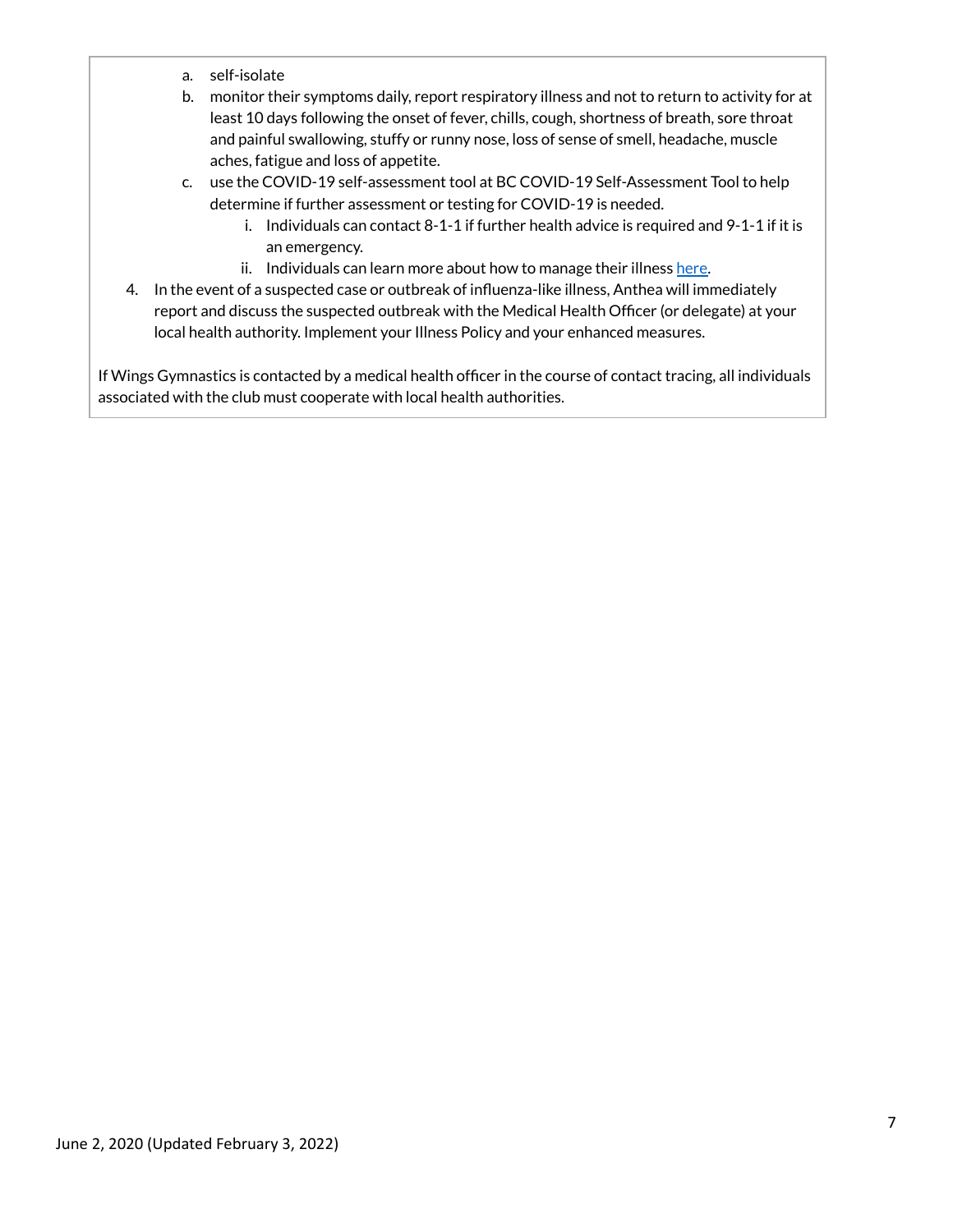a. self-isolate
   b. monitor their symptoms daily, report respiratory illness and not to return to activity for at least 10 days following the onset of fever, chills, cough, shortness of breath, sore throat and painful swallowing, stuffy or runny nose, loss of sense of smell, headache, muscle aches, fatigue and loss of appetite.
   c. use the COVID-19 self-assessment tool at BC COVID-19 Self-Assessment Tool to help determine if further assessment or testing for COVID-19 is needed.
      i. Individuals can contact 8-1-1 if further health advice is required and 9-1-1 if it is an emergency.
      ii. Individuals can learn more about how to manage their illness [here](#).

4. In the event of a suspected case or outbreak of influenza-like illness, Anthea will immediately report and discuss the suspected outbreak with the Medical Health Officer (or delegate) at your local health authority. Implement your Illness Policy and your enhanced measures.

If Wings Gymnastics is contacted by a medical health officer in the course of contact tracing, all individuals associated with the club must cooperate with local health authorities.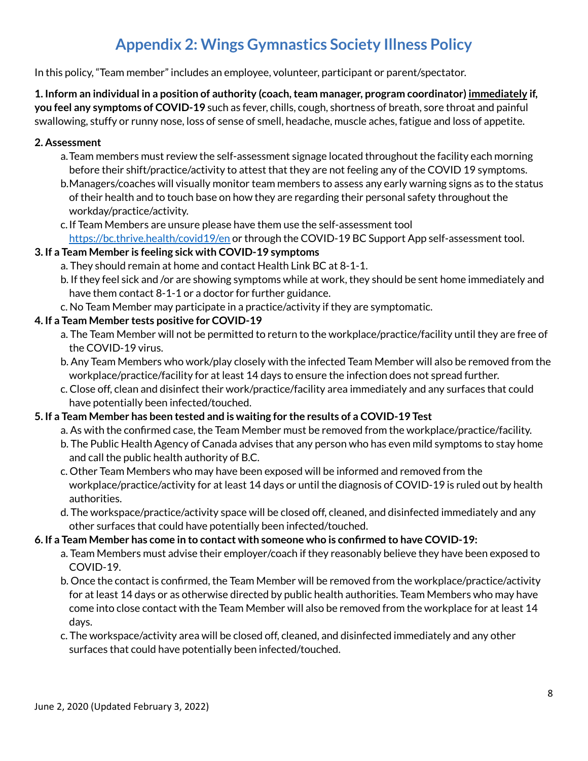# Appendix 2: Wings Gymnastics Society Illness Policy

In this policy, "Team member" includes an employee, volunteer, participant or parent/spectator.

**1. Inform an individual in a position of authority (coach, team manager, program coordinator) immediately if, you feel any symptoms of COVID-19** such as fever, chills, cough, shortness of breath, sore throat and painful swallowing, stuffy or runny nose, loss of sense of smell, headache, muscle aches, fatigue and loss of appetite.

**2. Assessment**

a. Team members must review the self-assessment signage located throughout the facility each morning before their shift/practice/activity to attest that they are not feeling any of the COVID 19 symptoms.

b. Managers/coaches will visually monitor team members to assess any early warning signs as to the status of their health and to touch base on how they are regarding their personal safety throughout the workday/practice/activity.

c. If Team Members are unsure please have them use the self-assessment tool https://bc.thrive.health/covid19/en or through the COVID-19 BC Support App self-assessment tool.

**3. If a Team Member is feeling sick with COVID-19 symptoms**

a. They should remain at home and contact Health Link BC at 8-1-1.

b. If they feel sick and /or are showing symptoms while at work, they should be sent home immediately and have them contact 8-1-1 or a doctor for further guidance.

c. No Team Member may participate in a practice/activity if they are symptomatic.

**4. If a Team Member tests positive for COVID-19**

a. The Team Member will not be permitted to return to the workplace/practice/facility until they are free of the COVID-19 virus.

b. Any Team Members who work/play closely with the infected Team Member will also be removed from the workplace/practice/facility for at least 14 days to ensure the infection does not spread further.

c. Close off, clean and disinfect their work/practice/facility area immediately and any surfaces that could have potentially been infected/touched.

**5. If a Team Member has been tested and is waiting for the results of a COVID-19 Test**

a. As with the confirmed case, the Team Member must be removed from the workplace/practice/facility.

b. The Public Health Agency of Canada advises that any person who has even mild symptoms to stay home and call the public health authority of B.C.

c. Other Team Members who may have been exposed will be informed and removed from the workplace/practice/activity for at least 14 days or until the diagnosis of COVID-19 is ruled out by health authorities.

d. The workspace/practice/activity space will be closed off, cleaned, and disinfected immediately and any other surfaces that could have potentially been infected/touched.

**6. If a Team Member has come in to contact with someone who is confirmed to have COVID-19:**

a. Team Members must advise their employer/coach if they reasonably believe they have been exposed to COVID-19.

b. Once the contact is confirmed, the Team Member will be removed from the workplace/practice/activity for at least 14 days or as otherwise directed by public health authorities. Team Members who may have come into close contact with the Team Member will also be removed from the workplace for at least 14 days.

c. The workspace/activity area will be closed off, cleaned, and disinfected immediately and any other surfaces that could have potentially been infected/touched.

June 2, 2020 (Updated February 3, 2022)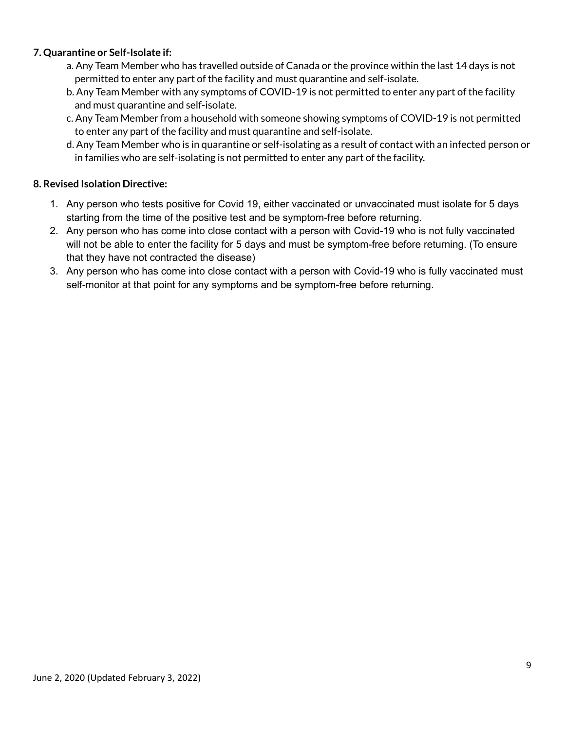**7. Quarantine or Self-Isolate if:**

a. Any Team Member who has travelled outside of Canada or the province within the last 14 days is not permitted to enter any part of the facility and must quarantine and self-isolate.

b. Any Team Member with any symptoms of COVID-19 is not permitted to enter any part of the facility and must quarantine and self-isolate.

c. Any Team Member from a household with someone showing symptoms of COVID-19 is not permitted to enter any part of the facility and must quarantine and self-isolate.

d. Any Team Member who is in quarantine or self-isolating as a result of contact with an infected person or in families who are self-isolating is not permitted to enter any part of the facility.

**8. Revised Isolation Directive:**

1. Any person who tests positive for Covid 19, either vaccinated or unvaccinated must isolate for 5 days starting from the time of the positive test and be symptom-free before returning.
2. Any person who has come into close contact with a person with Covid-19 who is not fully vaccinated will not be able to enter the facility for 5 days and must be symptom-free before returning. (To ensure that they have not contracted the disease)
3. Any person who has come into close contact with a person with Covid-19 who is fully vaccinated must self-monitor at that point for any symptoms and be symptom-free before returning.

June 2, 2020 (Updated February 3, 2022)